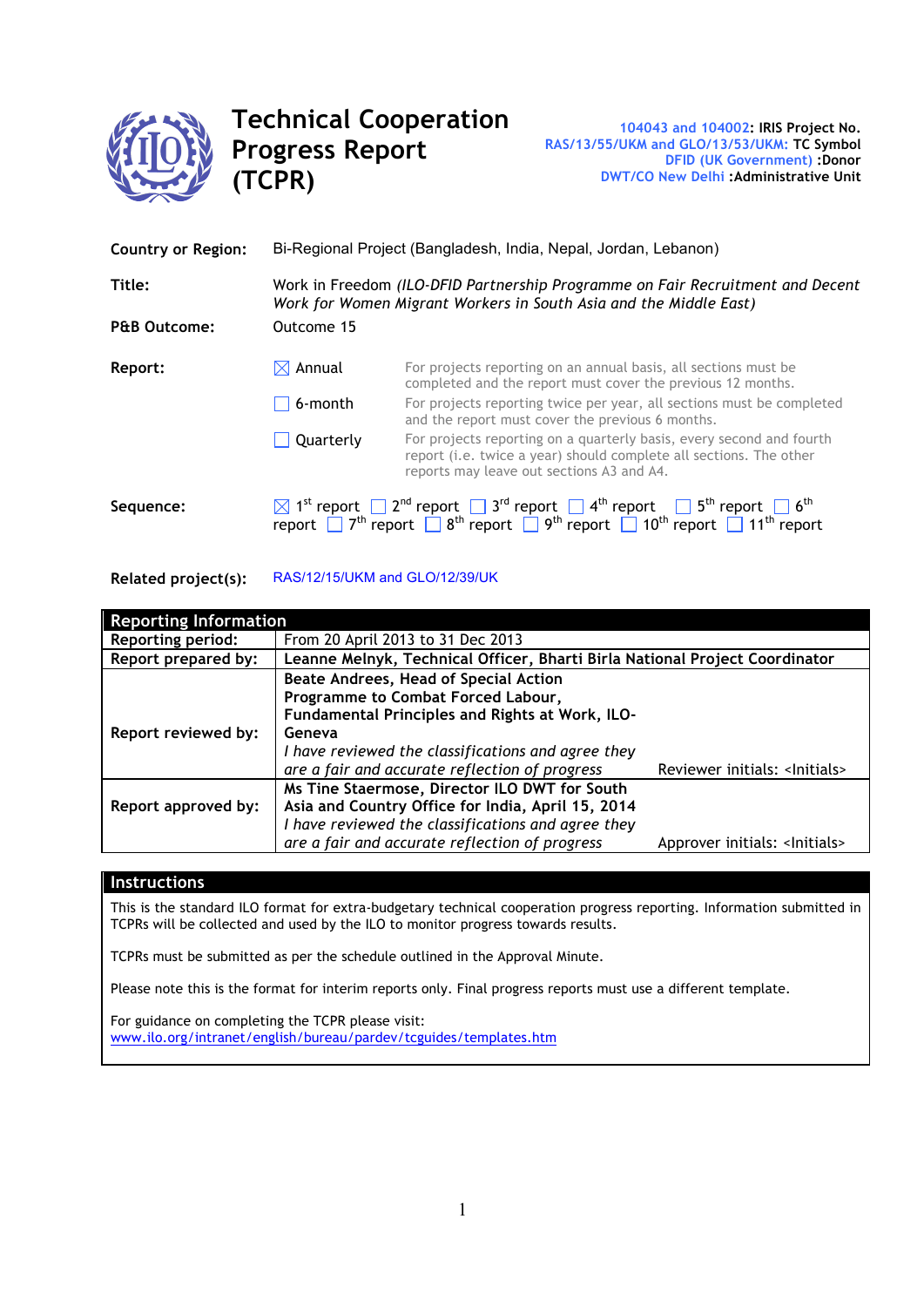# Technical Cooperation Progress Report (TCPR)

104043 and 104002: **IRIS Project No.**
RAS/13/55/UKM and GLO/13/53/UKM: **TC Symbol**
DFID (UK Government) **:Donor**
DWT/CO New Delhi **:Administrative Unit**

**Country or Region:** Bi-Regional Project (Bangladesh, India, Nepal, Jordan, Lebanon)

**Title:** Work in Freedom *(ILO-DFID Partnership Programme on Fair Recruitment and Decent Work for Women Migrant Workers in South Asia and the Middle East)*

**P&B Outcome:** Outcome 15

**Report:**

- ☒ Annual — For projects reporting on an annual basis, all sections must be completed and the report must cover the previous 12 months.
- ☐ 6-month — For projects reporting twice per year, all sections must be completed and the report must cover the previous 6 months.
- ☐ Quarterly — For projects reporting on a quarterly basis, every second and fourth report (i.e. twice a year) should complete all sections. The other reports may leave out sections A3 and A4.

**Sequence:** ☒ 1st report ☐ 2nd report ☐ 3rd report ☐ 4th report ☐ 5th report ☐ 6th report ☐ 7th report ☐ 8th report ☐ 9th report ☐ 10th report ☐ 11th report

**Related project(s):** RAS/12/15/UKM and GLO/12/39/UK

| Reporting Information | |
|---|---|
| **Reporting period:** | From 20 April 2013 to 31 Dec 2013 |
| **Report prepared by:** | **Leanne Melnyk, Technical Officer, Bharti Birla National Project Coordinator** |
| **Report reviewed by:** | **Beate Andrees, Head of Special Action Programme to Combat Forced Labour, Fundamental Principles and Rights at Work, ILO-Geneva** *I have reviewed the classifications and agree they are a fair and accurate reflection of progress* Reviewer initials: <Initials> |
| **Report approved by:** | **Ms Tine Staermose, Director ILO DWT for South Asia and Country Office for India, April 15, 2014** *I have reviewed the classifications and agree they are a fair and accurate reflection of progress* Approver initials: <Initials> |

## Instructions

This is the standard ILO format for extra-budgetary technical cooperation progress reporting. Information submitted in TCPRs will be collected and used by the ILO to monitor progress towards results.

TCPRs must be submitted as per the schedule outlined in the Approval Minute.

Please note this is the format for interim reports only. Final progress reports must use a different template.

For guidance on completing the TCPR please visit:
www.ilo.org/intranet/english/bureau/pardev/tcguides/templates.htm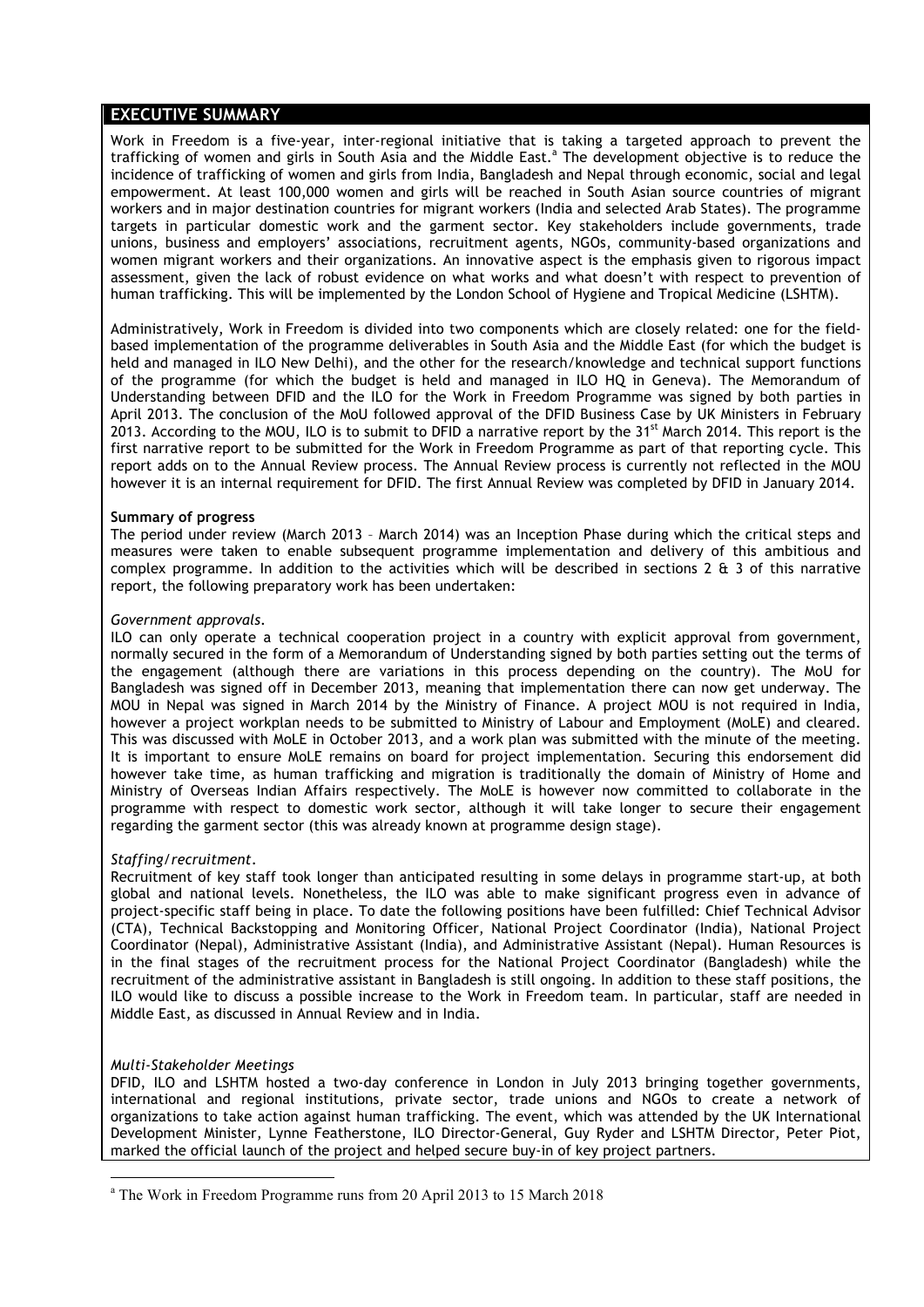# EXECUTIVE SUMMARY

Work in Freedom is a five-year, inter-regional initiative that is taking a targeted approach to prevent the trafficking of women and girls in South Asia and the Middle East.[a] The development objective is to reduce the incidence of trafficking of women and girls from India, Bangladesh and Nepal through economic, social and legal empowerment. At least 100,000 women and girls will be reached in South Asian source countries of migrant workers and in major destination countries for migrant workers (India and selected Arab States). The programme targets in particular domestic work and the garment sector. Key stakeholders include governments, trade unions, business and employers' associations, recruitment agents, NGOs, community-based organizations and women migrant workers and their organizations. An innovative aspect is the emphasis given to rigorous impact assessment, given the lack of robust evidence on what works and what doesn't with respect to prevention of human trafficking. This will be implemented by the London School of Hygiene and Tropical Medicine (LSHTM).

Administratively, Work in Freedom is divided into two components which are closely related: one for the field-based implementation of the programme deliverables in South Asia and the Middle East (for which the budget is held and managed in ILO New Delhi), and the other for the research/knowledge and technical support functions of the programme (for which the budget is held and managed in ILO HQ in Geneva). The Memorandum of Understanding between DFID and the ILO for the Work in Freedom Programme was signed by both parties in April 2013. The conclusion of the MoU followed approval of the DFID Business Case by UK Ministers in February 2013. According to the MOU, ILO is to submit to DFID a narrative report by the 31st March 2014. This report is the first narrative report to be submitted for the Work in Freedom Programme as part of that reporting cycle. This report adds on to the Annual Review process. The Annual Review process is currently not reflected in the MOU however it is an internal requirement for DFID. The first Annual Review was completed by DFID in January 2014.

**Summary of progress**

The period under review (March 2013 – March 2014) was an Inception Phase during which the critical steps and measures were taken to enable subsequent programme implementation and delivery of this ambitious and complex programme. In addition to the activities which will be described in sections 2 & 3 of this narrative report, the following preparatory work has been undertaken:

*Government approvals.*

ILO can only operate a technical cooperation project in a country with explicit approval from government, normally secured in the form of a Memorandum of Understanding signed by both parties setting out the terms of the engagement (although there are variations in this process depending on the country). The MoU for Bangladesh was signed off in December 2013, meaning that implementation there can now get underway. The MOU in Nepal was signed in March 2014 by the Ministry of Finance. A project MOU is not required in India, however a project workplan needs to be submitted to Ministry of Labour and Employment (MoLE) and cleared. This was discussed with MoLE in October 2013, and a work plan was submitted with the minute of the meeting. It is important to ensure MoLE remains on board for project implementation. Securing this endorsement did however take time, as human trafficking and migration is traditionally the domain of Ministry of Home and Ministry of Overseas Indian Affairs respectively. The MoLE is however now committed to collaborate in the programme with respect to domestic work sector, although it will take longer to secure their engagement regarding the garment sector (this was already known at programme design stage).

*Staffing/recruitment.*

Recruitment of key staff took longer than anticipated resulting in some delays in programme start-up, at both global and national levels. Nonetheless, the ILO was able to make significant progress even in advance of project-specific staff being in place. To date the following positions have been fulfilled: Chief Technical Advisor (CTA), Technical Backstopping and Monitoring Officer, National Project Coordinator (India), National Project Coordinator (Nepal), Administrative Assistant (India), and Administrative Assistant (Nepal). Human Resources is in the final stages of the recruitment process for the National Project Coordinator (Bangladesh) while the recruitment of the administrative assistant in Bangladesh is still ongoing. In addition to these staff positions, the ILO would like to discuss a possible increase to the Work in Freedom team. In particular, staff are needed in Middle East, as discussed in Annual Review and in India.

*Multi-Stakeholder Meetings*

DFID, ILO and LSHTM hosted a two-day conference in London in July 2013 bringing together governments, international and regional institutions, private sector, trade unions and NGOs to create a network of organizations to take action against human trafficking. The event, which was attended by the UK International Development Minister, Lynne Featherstone, ILO Director-General, Guy Ryder and LSHTM Director, Peter Piot, marked the official launch of the project and helped secure buy-in of key project partners.

[a] The Work in Freedom Programme runs from 20 April 2013 to 15 March 2018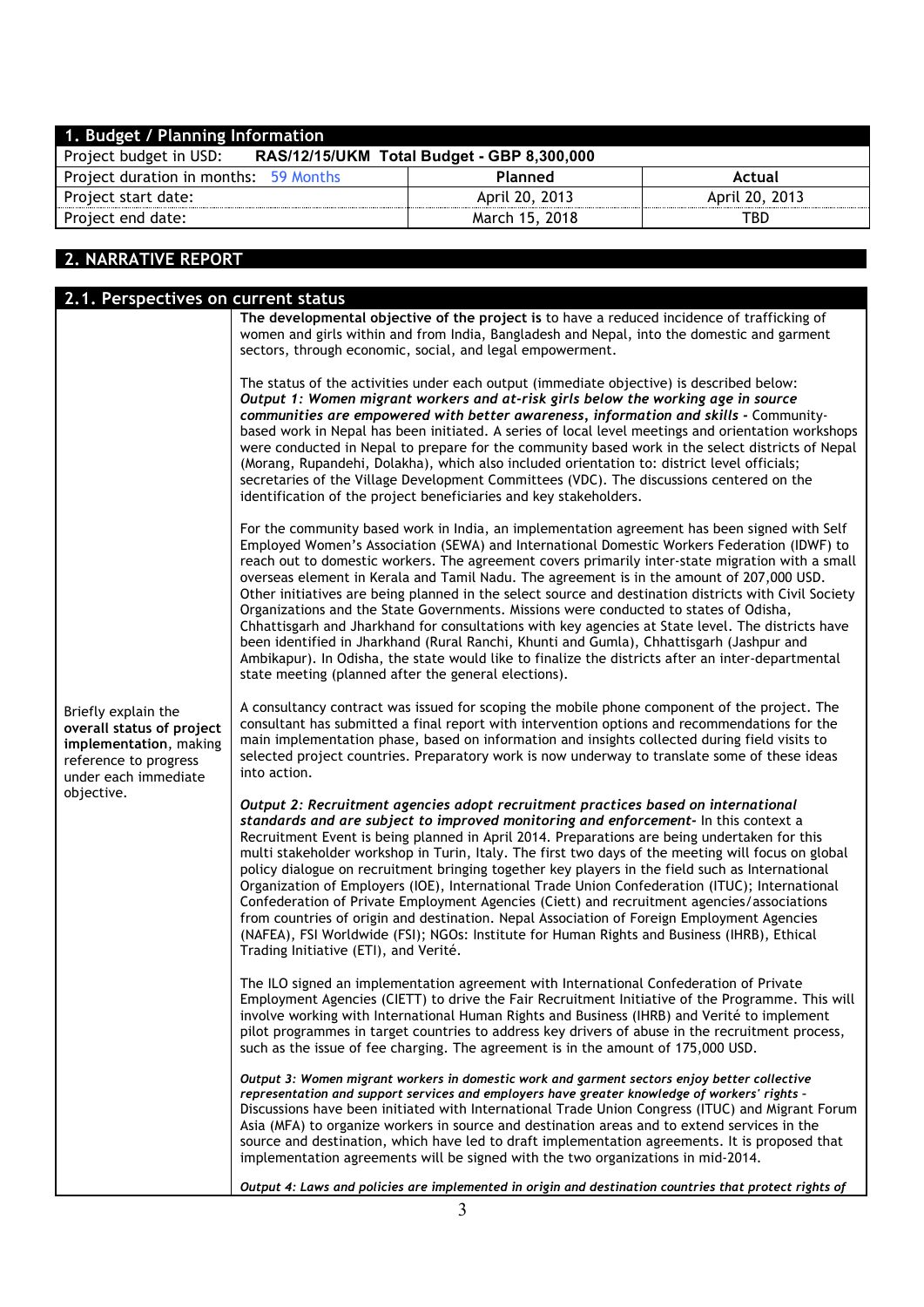| 1. Budget / Planning Information | | |
|---|---|---|
| Project budget in USD: **RAS/12/15/UKM Total Budget - GBP 8,300,000** | | |
| Project duration in months: 59 Months | **Planned** | **Actual** |
| Project start date: | April 20, 2013 | April 20, 2013 |
| Project end date: | March 15, 2018 | TBD |

## 2. NARRATIVE REPORT

### 2.1. Perspectives on current status

| | |
|---|---|
| Briefly explain the **overall status of project implementation**, making reference to progress under each immediate objective. | **The developmental objective of the project is** to have a reduced incidence of trafficking of women and girls within and from India, Bangladesh and Nepal, into the domestic and garment sectors, through economic, social, and legal empowerment.<br><br>The status of the activities under each output (immediate objective) is described below:<br>***Output 1: Women migrant workers and at-risk girls below the working age in source communities are empowered with better awareness, information and skills -*** Community-based work in Nepal has been initiated. A series of local level meetings and orientation workshops were conducted in Nepal to prepare for the community based work in the select districts of Nepal (Morang, Rupandehi, Dolakha), which also included orientation to: district level officials; secretaries of the Village Development Committees (VDC). The discussions centered on the identification of the project beneficiaries and key stakeholders.<br><br>For the community based work in India, an implementation agreement has been signed with Self Employed Women's Association (SEWA) and International Domestic Workers Federation (IDWF) to reach out to domestic workers. The agreement covers primarily inter-state migration with a small overseas element in Kerala and Tamil Nadu. The agreement is in the amount of 207,000 USD. Other initiatives are being planned in the select source and destination districts with Civil Society Organizations and the State Governments. Missions were conducted to states of Odisha, Chhattisgarh and Jharkhand for consultations with key agencies at State level. The districts have been identified in Jharkhand (Rural Ranchi, Khunti and Gumla), Chhattisgarh (Jashpur and Ambikapur). In Odisha, the state would like to finalize the districts after an inter-departmental state meeting (planned after the general elections).<br><br>A consultancy contract was issued for scoping the mobile phone component of the project. The consultant has submitted a final report with intervention options and recommendations for the main implementation phase, based on information and insights collected during field visits to selected project countries. Preparatory work is now underway to translate some of these ideas into action.<br><br>***Output 2: Recruitment agencies adopt recruitment practices based on international standards and are subject to improved monitoring and enforcement-*** In this context a Recruitment Event is being planned in April 2014. Preparations are being undertaken for this multi stakeholder workshop in Turin, Italy. The first two days of the meeting will focus on global policy dialogue on recruitment bringing together key players in the field such as International Organization of Employers (IOE), International Trade Union Confederation (ITUC); International Confederation of Private Employment Agencies (Ciett) and recruitment agencies/associations from countries of origin and destination. Nepal Association of Foreign Employment Agencies (NAFEA), FSI Worldwide (FSI); NGOs: Institute for Human Rights and Business (IHRB), Ethical Trading Initiative (ETI), and Verité.<br><br>The ILO signed an implementation agreement with International Confederation of Private Employment Agencies (CIETT) to drive the Fair Recruitment Initiative of the Programme. This will involve working with International Human Rights and Business (IHRB) and Verité to implement pilot programmes in target countries to address key drivers of abuse in the recruitment process, such as the issue of fee charging. The agreement is in the amount of 175,000 USD.<br><br>***Output 3: Women migrant workers in domestic work and garment sectors enjoy better collective representation and support services and employers have greater knowledge of workers' rights -*** Discussions have been initiated with International Trade Union Congress (ITUC) and Migrant Forum Asia (MFA) to organize workers in source and destination areas and to extend services in the source and destination, which have led to draft implementation agreements. It is proposed that implementation agreements will be signed with the two organizations in mid-2014.<br><br>***Output 4: Laws and policies are implemented in origin and destination countries that protect rights of*** |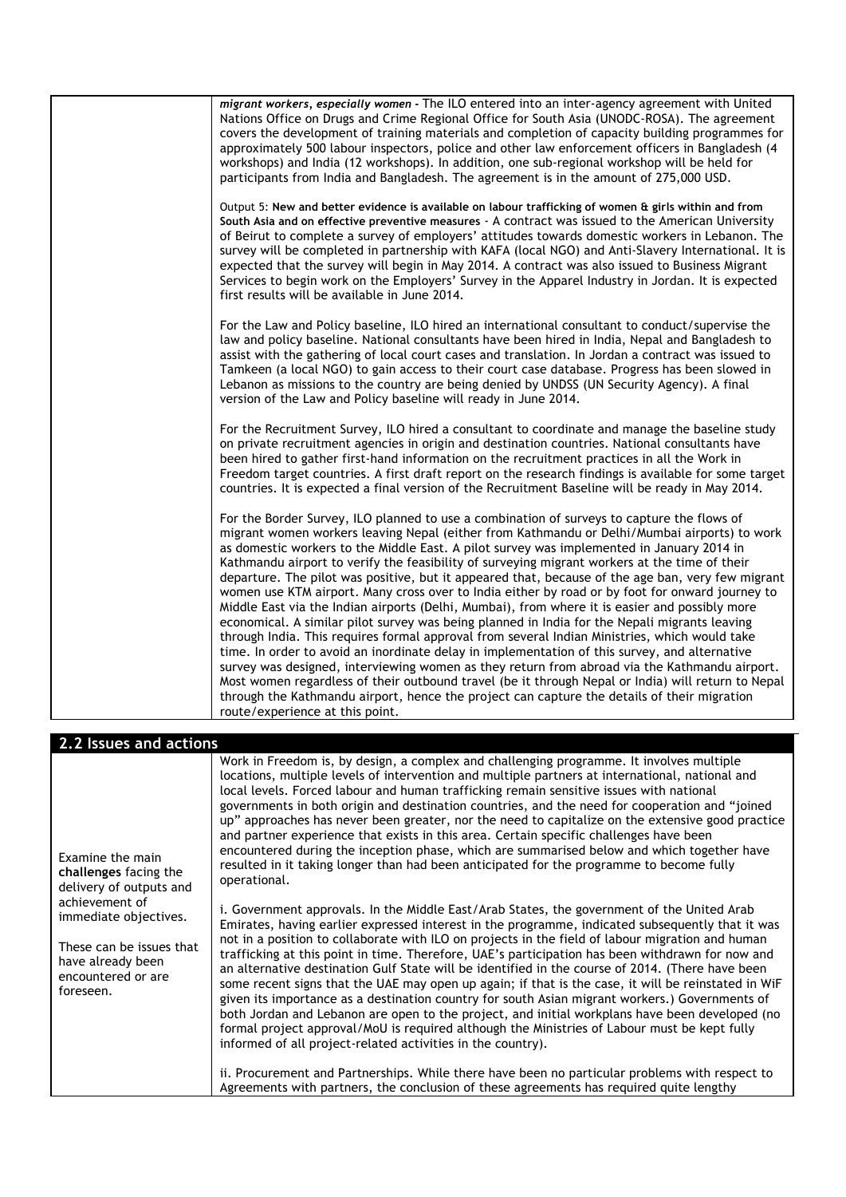| | |
|---|---|
| | ***migrant workers, especially women*** - The ILO entered into an inter-agency agreement with United Nations Office on Drugs and Crime Regional Office for South Asia (UNODC-ROSA). The agreement covers the development of training materials and completion of capacity building programmes for approximately 500 labour inspectors, police and other law enforcement officers in Bangladesh (4 workshops) and India (12 workshops). In addition, one sub-regional workshop will be held for participants from India and Bangladesh. The agreement is in the amount of 275,000 USD.<br><br>Output 5: **New and better evidence is available on labour trafficking of women & girls within and from South Asia and on effective preventive measures** - A contract was issued to the American University of Beirut to complete a survey of employers' attitudes towards domestic workers in Lebanon. The survey will be completed in partnership with KAFA (local NGO) and Anti-Slavery International. It is expected that the survey will begin in May 2014. A contract was also issued to Business Migrant Services to begin work on the Employers' Survey in the Apparel Industry in Jordan. It is expected first results will be available in June 2014.<br><br>For the Law and Policy baseline, ILO hired an international consultant to conduct/supervise the law and policy baseline. National consultants have been hired in India, Nepal and Bangladesh to assist with the gathering of local court cases and translation. In Jordan a contract was issued to Tamkeen (a local NGO) to gain access to their court case database. Progress has been slowed in Lebanon as missions to the country are being denied by UNDSS (UN Security Agency). A final version of the Law and Policy baseline will ready in June 2014.<br><br>For the Recruitment Survey, ILO hired a consultant to coordinate and manage the baseline study on private recruitment agencies in origin and destination countries. National consultants have been hired to gather first-hand information on the recruitment practices in all the Work in Freedom target countries. A first draft report on the research findings is available for some target countries. It is expected a final version of the Recruitment Baseline will be ready in May 2014.<br><br>For the Border Survey, ILO planned to use a combination of surveys to capture the flows of migrant women workers leaving Nepal (either from Kathmandu or Delhi/Mumbai airports) to work as domestic workers to the Middle East. A pilot survey was implemented in January 2014 in Kathmandu airport to verify the feasibility of surveying migrant workers at the time of their departure. The pilot was positive, but it appeared that, because of the age ban, very few migrant women use KTM airport. Many cross over to India either by road or by foot for onward journey to Middle East via the Indian airports (Delhi, Mumbai), from where it is easier and possibly more economical. A similar pilot survey was being planned in India for the Nepali migrants leaving through India. This requires formal approval from several Indian Ministries, which would take time. In order to avoid an inordinate delay in implementation of this survey, and alternative survey was designed, interviewing women as they return from abroad via the Kathmandu airport. Most women regardless of their outbound travel (be it through Nepal or India) will return to Nepal through the Kathmandu airport, hence the project can capture the details of their migration route/experience at this point. |

## 2.2 Issues and actions

| | |
|---|---|
| Examine the main **challenges** facing the delivery of outputs and achievement of immediate objectives.<br><br>These can be issues that have already been encountered or are foreseen. | Work in Freedom is, by design, a complex and challenging programme. It involves multiple locations, multiple levels of intervention and multiple partners at international, national and local levels. Forced labour and human trafficking remain sensitive issues with national governments in both origin and destination countries, and the need for cooperation and "joined up" approaches has never been greater, nor the need to capitalize on the extensive good practice and partner experience that exists in this area. Certain specific challenges have been encountered during the inception phase, which are summarised below and which together have resulted in it taking longer than had been anticipated for the programme to become fully operational.<br><br>i. Government approvals. In the Middle East/Arab States, the government of the United Arab Emirates, having earlier expressed interest in the programme, indicated subsequently that it was not in a position to collaborate with ILO on projects in the field of labour migration and human trafficking at this point in time. Therefore, UAE's participation has been withdrawn for now and an alternative destination Gulf State will be identified in the course of 2014. (There have been some recent signs that the UAE may open up again; if that is the case, it will be reinstated in WiF given its importance as a destination country for south Asian migrant workers.) Governments of both Jordan and Lebanon are open to the project, and initial workplans have been developed (no formal project approval/MoU is required although the Ministries of Labour must be kept fully informed of all project-related activities in the country).<br><br>ii. Procurement and Partnerships. While there have been no particular problems with respect to Agreements with partners, the conclusion of these agreements has required quite lengthy |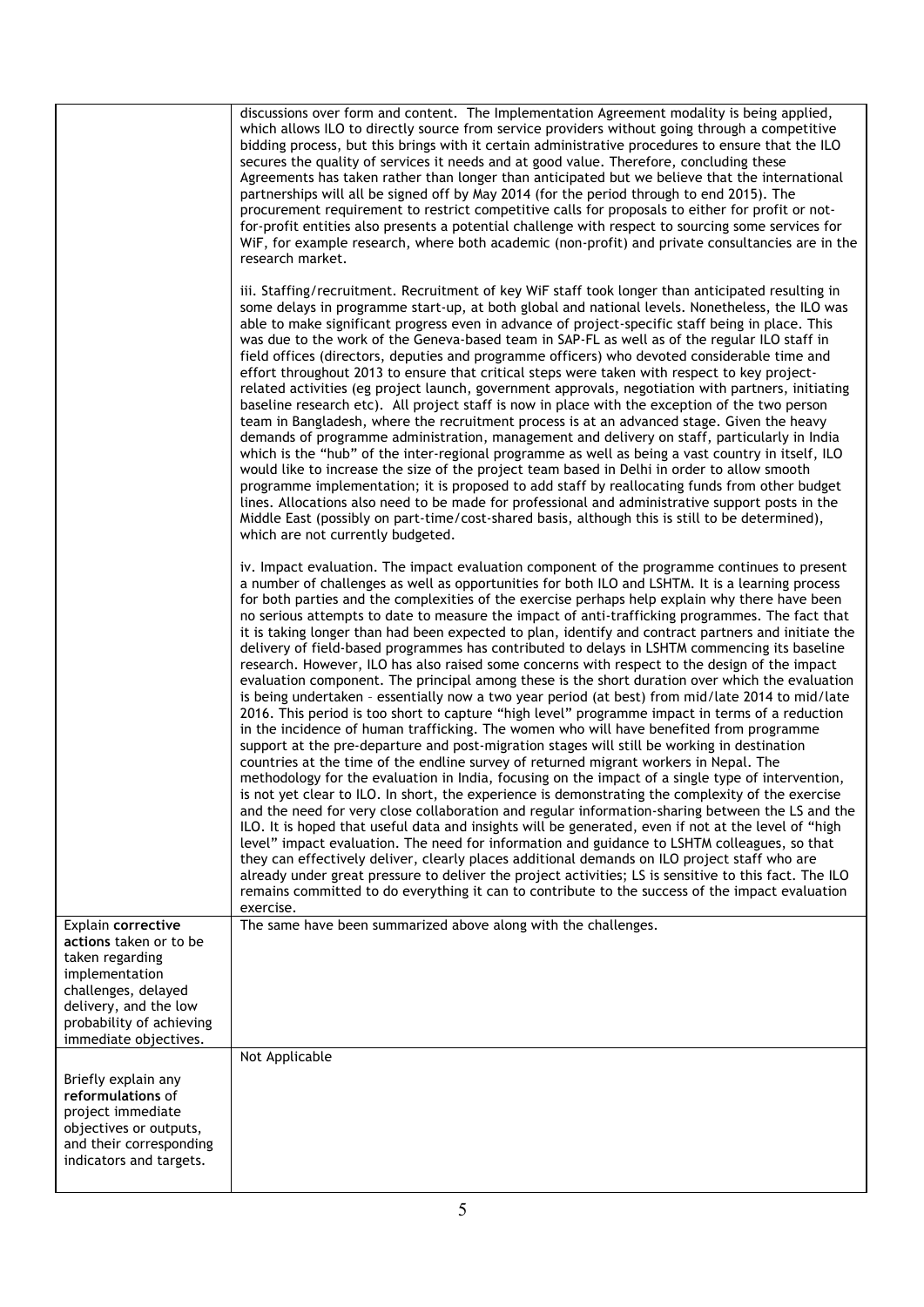| | |
|---|---|
| | discussions over form and content. The Implementation Agreement modality is being applied, which allows ILO to directly source from service providers without going through a competitive bidding process, but this brings with it certain administrative procedures to ensure that the ILO secures the quality of services it needs and at good value. Therefore, concluding these Agreements has taken rather than longer than anticipated but we believe that the international partnerships will all be signed off by May 2014 (for the period through to end 2015). The procurement requirement to restrict competitive calls for proposals to either for profit or not-for-profit entities also presents a potential challenge with respect to sourcing some services for WiF, for example research, where both academic (non-profit) and private consultancies are in the research market.<br><br>iii. Staffing/recruitment. Recruitment of key WiF staff took longer than anticipated resulting in some delays in programme start-up, at both global and national levels. Nonetheless, the ILO was able to make significant progress even in advance of project-specific staff being in place. This was due to the work of the Geneva-based team in SAP-FL as well as of the regular ILO staff in field offices (directors, deputies and programme officers) who devoted considerable time and effort throughout 2013 to ensure that critical steps were taken with respect to key project-related activities (eg project launch, government approvals, negotiation with partners, initiating baseline research etc). All project staff is now in place with the exception of the two person team in Bangladesh, where the recruitment process is at an advanced stage. Given the heavy demands of programme administration, management and delivery on staff, particularly in India which is the "hub" of the inter-regional programme as well as being a vast country in itself, ILO would like to increase the size of the project team based in Delhi in order to allow smooth programme implementation; it is proposed to add staff by reallocating funds from other budget lines. Allocations also need to be made for professional and administrative support posts in the Middle East (possibly on part-time/cost-shared basis, although this is still to be determined), which are not currently budgeted.<br><br>iv. Impact evaluation. The impact evaluation component of the programme continues to present a number of challenges as well as opportunities for both ILO and LSHTM. It is a learning process for both parties and the complexities of the exercise perhaps help explain why there have been no serious attempts to date to measure the impact of anti-trafficking programmes. The fact that it is taking longer than had been expected to plan, identify and contract partners and initiate the delivery of field-based programmes has contributed to delays in LSHTM commencing its baseline research. However, ILO has also raised some concerns with respect to the design of the impact evaluation component. The principal among these is the short duration over which the evaluation is being undertaken – essentially now a two year period (at best) from mid/late 2014 to mid/late 2016. This period is too short to capture "high level" programme impact in terms of a reduction in the incidence of human trafficking. The women who will have benefited from programme support at the pre-departure and post-migration stages will still be working in destination countries at the time of the endline survey of returned migrant workers in Nepal. The methodology for the evaluation in India, focusing on the impact of a single type of intervention, is not yet clear to ILO. In short, the experience is demonstrating the complexity of the exercise and the need for very close collaboration and regular information-sharing between the LS and the ILO. It is hoped that useful data and insights will be generated, even if not at the level of "high level" impact evaluation. The need for information and guidance to LSHTM colleagues, so that they can effectively deliver, clearly places additional demands on ILO project staff who are already under great pressure to deliver the project activities; LS is sensitive to this fact. The ILO remains committed to do everything it can to contribute to the success of the impact evaluation exercise. |
| Explain **corrective actions** taken or to be taken regarding implementation challenges, delayed delivery, and the low probability of achieving immediate objectives. | The same have been summarized above along with the challenges. |
| Briefly explain any **reformulations** of project immediate objectives or outputs, and their corresponding indicators and targets. | Not Applicable |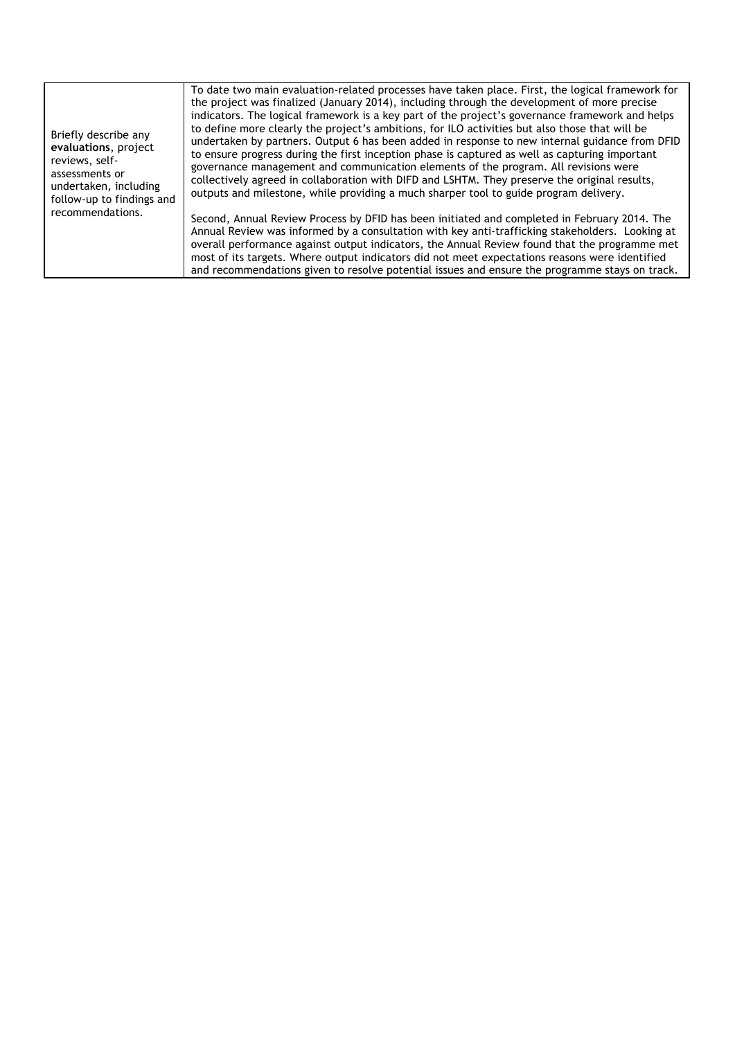| | |
|---|---|
| Briefly describe any **evaluations**, project reviews, self-assessments or undertaken, including follow-up to findings and recommendations. | To date two main evaluation-related processes have taken place. First, the logical framework for the project was finalized (January 2014), including through the development of more precise indicators. The logical framework is a key part of the project's governance framework and helps to define more clearly the project's ambitions, for ILO activities but also those that will be undertaken by partners. Output 6 has been added in response to new internal guidance from DFID to ensure progress during the first inception phase is captured as well as capturing important governance management and communication elements of the program. All revisions were collectively agreed in collaboration with DIFD and LSHTM. They preserve the original results, outputs and milestone, while providing a much sharper tool to guide program delivery.<br><br>Second, Annual Review Process by DFID has been initiated and completed in February 2014. The Annual Review was informed by a consultation with key anti-trafficking stakeholders. Looking at overall performance against output indicators, the Annual Review found that the programme met most of its targets. Where output indicators did not meet expectations reasons were identified and recommendations given to resolve potential issues and ensure the programme stays on track. |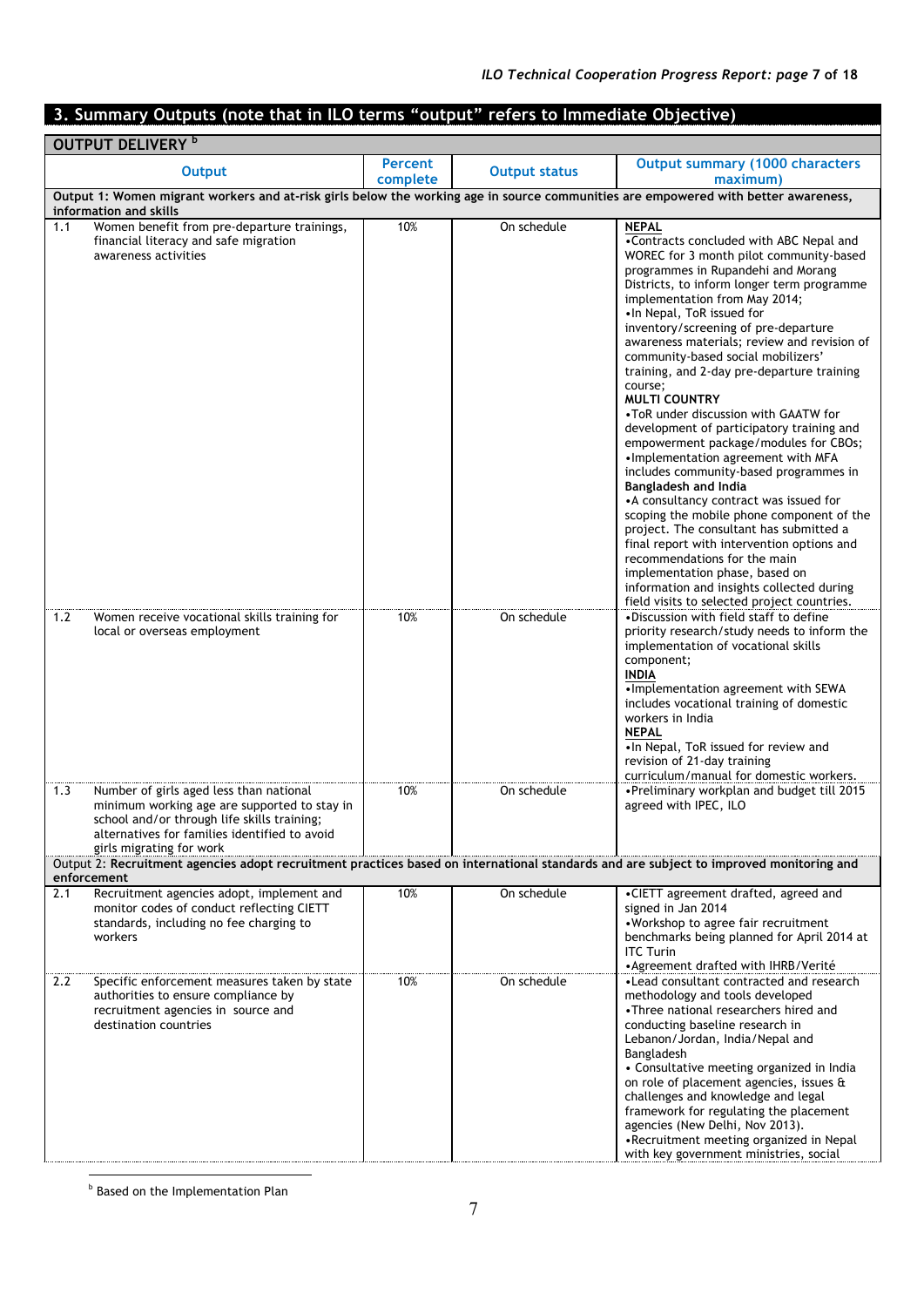## 3. Summary Outputs (note that in ILO terms "output" refers to Immediate Objective)

### OUTPUT DELIVERY [b]

| | Output | Percent complete | Output status | Output summary (1000 characters maximum) |
|---|---|---|---|---|
| **Output 1: Women migrant workers and at-risk girls below the working age in source communities are empowered with better awareness, information and skills** | | | | |
| 1.1 | Women benefit from pre-departure trainings, financial literacy and safe migration awareness activities | 10% | On schedule | **NEPAL**<br>•Contracts concluded with ABC Nepal and WOREC for 3 month pilot community-based programmes in Rupandehi and Morang Districts, to inform longer term programme implementation from May 2014;<br>•In Nepal, ToR issued for inventory/screening of pre-departure awareness materials; review and revision of community-based social mobilizers' training, and 2-day pre-departure training course;<br>**MULTI COUNTRY**<br>•ToR under discussion with GAATW for development of participatory training and empowerment package/modules for CBOs;<br>•Implementation agreement with MFA includes community-based programmes in **Bangladesh and India**<br>•A consultancy contract was issued for scoping the mobile phone component of the project. The consultant has submitted a final report with intervention options and recommendations for the main implementation phase, based on information and insights collected during field visits to selected project countries. |
| 1.2 | Women receive vocational skills training for local or overseas employment | 10% | On schedule | •Discussion with field staff to define priority research/study needs to inform the implementation of vocational skills component;<br>**INDIA**<br>•Implementation agreement with SEWA includes vocational training of domestic workers in India<br>**NEPAL**<br>•In Nepal, ToR issued for review and revision of 21-day training curriculum/manual for domestic workers. |
| 1.3 | Number of girls aged less than national minimum working age are supported to stay in school and/or through life skills training; alternatives for families identified to avoid girls migrating for work | 10% | On schedule | •Preliminary workplan and budget till 2015 agreed with IPEC, ILO |
| Output 2: **Recruitment agencies adopt recruitment practices based on international standards and are subject to improved monitoring and enforcement** | | | | |
| 2.1 | Recruitment agencies adopt, implement and monitor codes of conduct reflecting CIETT standards, including no fee charging to workers | 10% | On schedule | •CIETT agreement drafted, agreed and signed in Jan 2014<br>•Workshop to agree fair recruitment benchmarks being planned for April 2014 at ITC Turin<br>•Agreement drafted with IHRB/Verité |
| 2.2 | Specific enforcement measures taken by state authorities to ensure compliance by recruitment agencies in source and destination countries | 10% | On schedule | •Lead consultant contracted and research methodology and tools developed<br>•Three national researchers hired and conducting baseline research in Lebanon/Jordan, India/Nepal and Bangladesh<br>• Consultative meeting organized in India on role of placement agencies, issues & challenges and knowledge and legal framework for regulating the placement agencies (New Delhi, Nov 2013).<br>•Recruitment meeting organized in Nepal with key government ministries, social |

[b] Based on the Implementation Plan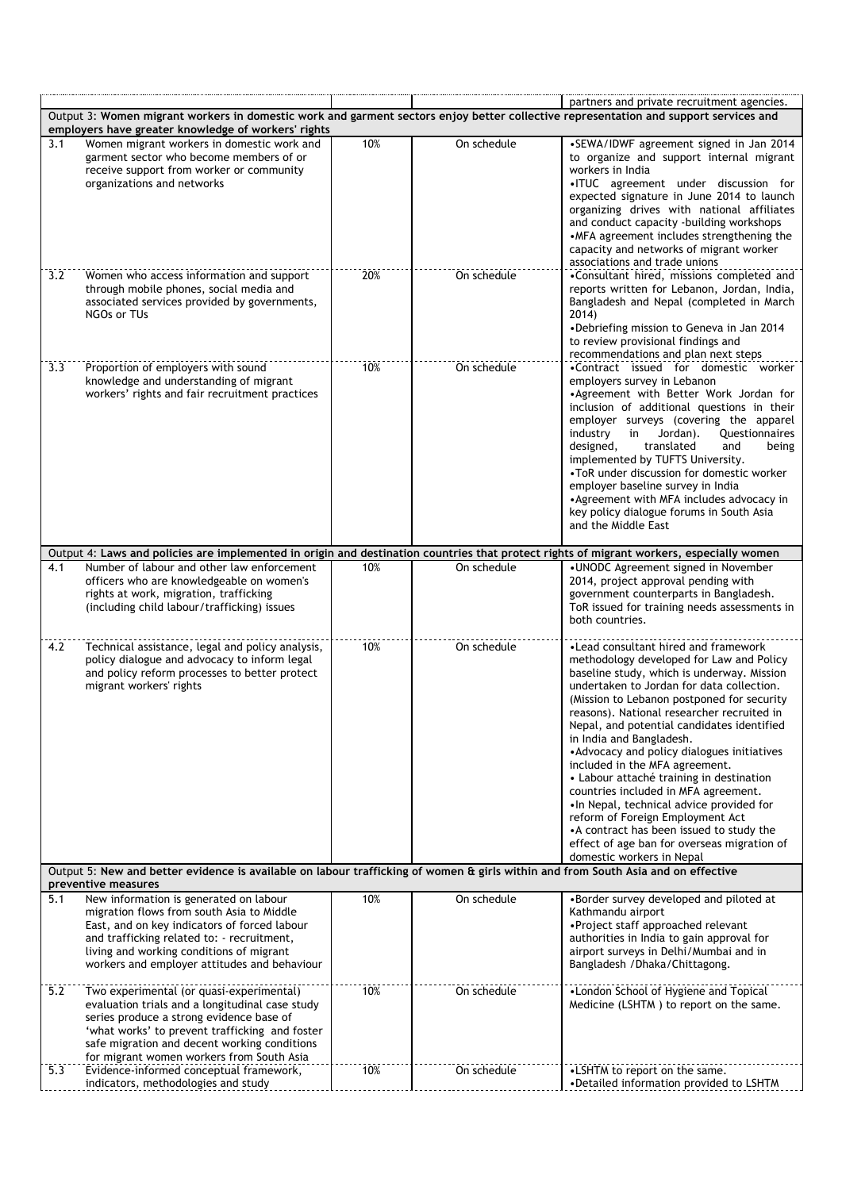| | | | | |
|---|---|---|---|---|
| | | | | partners and private recruitment agencies. |
| Output 3: **Women migrant workers in domestic work and garment sectors enjoy better collective representation and support services and employers have greater knowledge of workers' rights** | | | | |
| 3.1 | Women migrant workers in domestic work and garment sector who become members of or receive support from worker or community organizations and networks | 10% | On schedule | •SEWA/IDWF agreement signed in Jan 2014 to organize and support internal migrant workers in India<br>•ITUC agreement under discussion for expected signature in June 2014 to launch organizing drives with national affiliates and conduct capacity -building workshops<br>•MFA agreement includes strengthening the capacity and networks of migrant worker associations and trade unions |
| 3.2 | Women who access information and support through mobile phones, social media and associated services provided by governments, NGOs or TUs | 20% | On schedule | •Consultant hired, missions completed and reports written for Lebanon, Jordan, India, Bangladesh and Nepal (completed in March 2014)<br>•Debriefing mission to Geneva in Jan 2014 to review provisional findings and recommendations and plan next steps |
| 3.3 | Proportion of employers with sound knowledge and understanding of migrant workers' rights and fair recruitment practices | 10% | On schedule | •Contract issued for domestic worker employers survey in Lebanon<br>•Agreement with Better Work Jordan for inclusion of additional questions in their employer surveys (covering the apparel industry in Jordan). Questionnaires designed, translated and being implemented by TUFTS University.<br>•ToR under discussion for domestic worker employer baseline survey in India<br>•Agreement with MFA includes advocacy in key policy dialogue forums in South Asia and the Middle East |
| Output 4: **Laws and policies are implemented in origin and destination countries that protect rights of migrant workers, especially women** | | | | |
| 4.1 | Number of labour and other law enforcement officers who are knowledgeable on women's rights at work, migration, trafficking (including child labour/trafficking) issues | 10% | On schedule | •UNODC Agreement signed in November 2014, project approval pending with government counterparts in Bangladesh. ToR issued for training needs assessments in both countries. |
| 4.2 | Technical assistance, legal and policy analysis, policy dialogue and advocacy to inform legal and policy reform processes to better protect migrant workers' rights | 10% | On schedule | •Lead consultant hired and framework methodology developed for Law and Policy baseline study, which is underway. Mission undertaken to Jordan for data collection. (Mission to Lebanon postponed for security reasons). National researcher recruited in Nepal, and potential candidates identified in India and Bangladesh.<br>•Advocacy and policy dialogues initiatives included in the MFA agreement.<br>• Labour attaché training in destination countries included in MFA agreement.<br>•In Nepal, technical advice provided for reform of Foreign Employment Act<br>•A contract has been issued to study the effect of age ban for overseas migration of domestic workers in Nepal |
| Output 5: **New and better evidence is available on labour trafficking of women & girls within and from South Asia and on effective preventive measures** | | | | |
| 5.1 | New information is generated on labour migration flows from south Asia to Middle East, and on key indicators of forced labour and trafficking related to: - recruitment, living and working conditions of migrant workers and employer attitudes and behaviour | 10% | On schedule | •Border survey developed and piloted at Kathmandu airport<br>•Project staff approached relevant authorities in India to gain approval for airport surveys in Delhi/Mumbai and in Bangladesh /Dhaka/Chittagong. |
| 5.2 | Two experimental (or quasi-experimental) evaluation trials and a longitudinal case study series produce a strong evidence base of 'what works' to prevent trafficking and foster safe migration and decent working conditions for migrant women workers from South Asia | 10% | On schedule | •London School of Hygiene and Topical Medicine (LSHTM ) to report on the same. |
| 5.3 | Evidence-informed conceptual framework, indicators, methodologies and study | 10% | On schedule | •LSHTM to report on the same.<br>•Detailed information provided to LSHTM |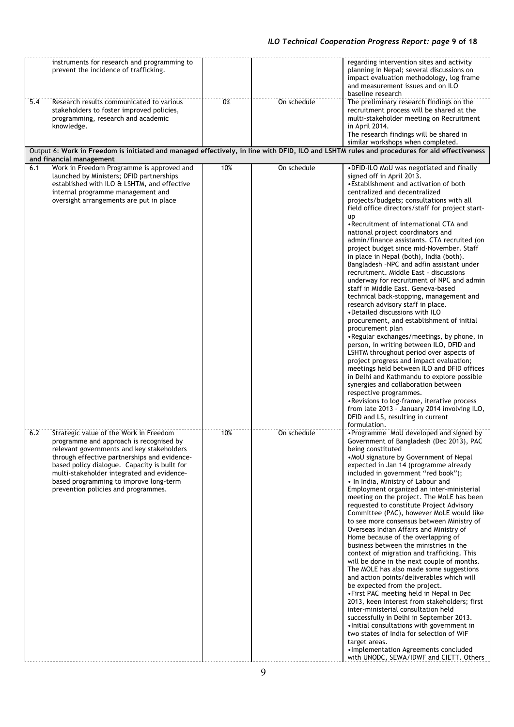| | | | | |
|---|---|---|---|---|
| | instruments for research and programming to prevent the incidence of trafficking. | | | regarding intervention sites and activity planning in Nepal; several discussions on impact evaluation methodology, log frame and measurement issues and on ILO baseline research |
| 5.4 | Research results communicated to various stakeholders to foster improved policies, programming, research and academic knowledge. | 0% | On schedule | The preliminary research findings on the recruitment process will be shared at the multi-stakeholder meeting on Recruitment in April 2014. The research findings will be shared in similar workshops when completed. |
| Output 6: **Work in Freedom is initiated and managed effectively, in line with DFID, ILO and LSHTM rules and procedures for aid effectiveness and financial management** | | | | |
| 6.1 | Work in Freedom Programme is approved and launched by Ministers; DFID partnerships established with ILO & LSHTM, and effective internal programme management and oversight arrangements are put in place | 10% | On schedule | •DFID-ILO MoU was negotiated and finally signed off in April 2013. •Establishment and activation of both centralized and decentralized projects/budgets; consultations with all field office directors/staff for project start-up •Recruitment of international CTA and national project coordinators and admin/finance assistants. CTA recruited (on project budget since mid-November. Staff in place in Nepal (both), India (both). Bangladesh –NPC and adfin assistant under recruitment. Middle East – discussions underway for recruitment of NPC and admin staff in Middle East. Geneva-based technical back-stopping, management and research advisory staff in place. •Detailed discussions with ILO procurement, and establishment of initial procurement plan •Regular exchanges/meetings, by phone, in person, in writing between ILO, DFID and LSHTM throughout period over aspects of project progress and impact evaluation; meetings held between ILO and DFID offices in Delhi and Kathmandu to explore possible synergies and collaboration between respective programmes. •Revisions to log-frame, iterative process from late 2013 – January 2014 involving ILO, DFID and LS, resulting in current formulation. |
| 6.2 | Strategic value of the Work in Freedom programme and approach is recognised by relevant governments and key stakeholders through effective partnerships and evidence-based policy dialogue. Capacity is built for multi-stakeholder integrated and evidence-based programming to improve long-term prevention policies and programmes. | 10% | On schedule | •Programme MoU developed and signed by Government of Bangladesh (Dec 2013), PAC being constituted •MoU signature by Government of Nepal expected in Jan 14 (programme already included in government "red book"); • In India, Ministry of Labour and Employment organized an inter-ministerial meeting on the project. The MoLE has been requested to constitute Project Advisory Committee (PAC), however MoLE would like to see more consensus between Ministry of Overseas Indian Affairs and Ministry of Home because of the overlapping of business between the ministries in the context of migration and trafficking. This will be done in the next couple of months. The MOLE has also made some suggestions and action points/deliverables which will be expected from the project. •First PAC meeting held in Nepal in Dec 2013, keen interest from stakeholders; first inter-ministerial consultation held successfully in Delhi in September 2013. •Initial consultations with government in two states of India for selection of WiF target areas. •Implementation Agreements concluded with UNODC, SEWA/IDWF and CIETT. Others |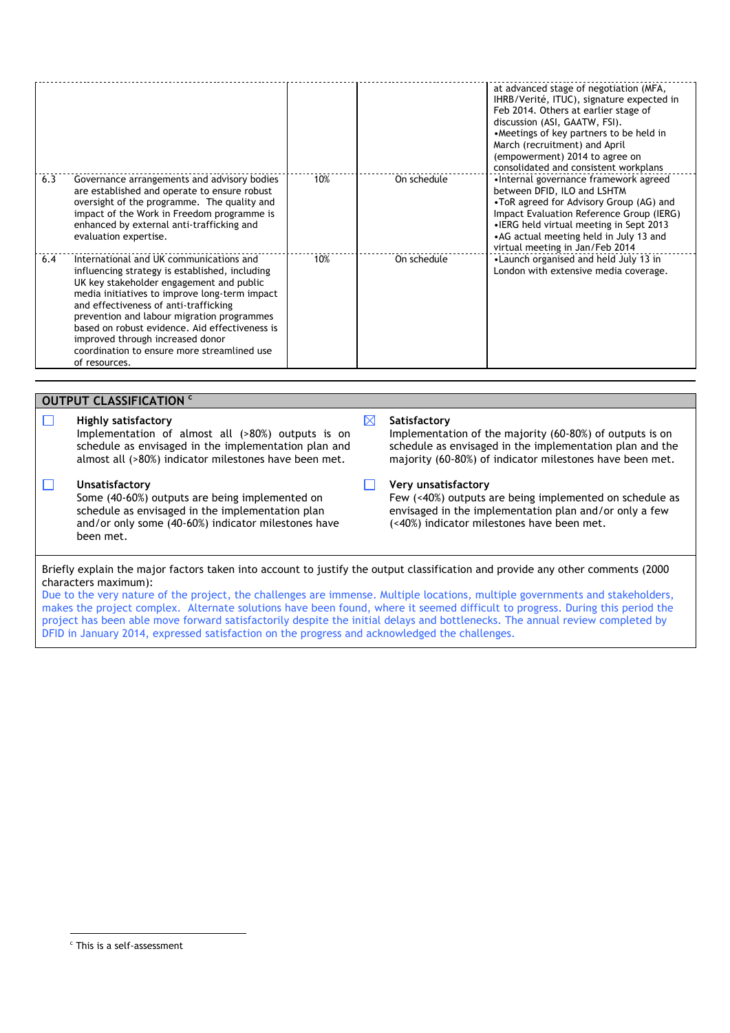| | | | | |
|---|---|---|---|---|
| | | | | at advanced stage of negotiation (MFA, IHRB/Verité, ITUC), signature expected in Feb 2014. Others at earlier stage of discussion (ASI, GAATW, FSI).<br>•Meetings of key partners to be held in March (recruitment) and April (empowerment) 2014 to agree on consolidated and consistent workplans |
| 6.3 | Governance arrangements and advisory bodies are established and operate to ensure robust oversight of the programme. The quality and impact of the Work in Freedom programme is enhanced by external anti-trafficking and evaluation expertise. | 10% | On schedule | •Internal governance framework agreed between DFID, ILO and LSHTM<br>•ToR agreed for Advisory Group (AG) and Impact Evaluation Reference Group (IERG)<br>•IERG held virtual meeting in Sept 2013<br>•AG actual meeting held in July 13 and virtual meeting in Jan/Feb 2014 |
| 6.4 | International and UK communications and influencing strategy is established, including UK key stakeholder engagement and public media initiatives to improve long-term impact and effectiveness of anti-trafficking prevention and labour migration programmes based on robust evidence. Aid effectiveness is improved through increased donor coordination to ensure more streamlined use of resources. | 10% | On schedule | •Launch organised and held July 13 in London with extensive media coverage. |

## OUTPUT CLASSIFICATION [c]

☐ **Highly satisfactory**
Implementation of almost all (>80%) outputs is on schedule as envisaged in the implementation plan and almost all (>80%) indicator milestones have been met.

☒ **Satisfactory**
Implementation of the majority (60-80%) of outputs is on schedule as envisaged in the implementation plan and the majority (60-80%) of indicator milestones have been met.

☐ **Unsatisfactory**
Some (40-60%) outputs are being implemented on schedule as envisaged in the implementation plan and/or only some (40-60%) indicator milestones have been met.

☐ **Very unsatisfactory**
Few (<40%) outputs are being implemented on schedule as envisaged in the implementation plan and/or only a few (<40%) indicator milestones have been met.

Briefly explain the major factors taken into account to justify the output classification and provide any other comments (2000 characters maximum):

Due to the very nature of the project, the challenges are immense. Multiple locations, multiple governments and stakeholders, makes the project complex. Alternate solutions have been found, where it seemed difficult to progress. During this period the project has been able move forward satisfactorily despite the initial delays and bottlenecks. The annual review completed by DFID in January 2014, expressed satisfaction on the progress and acknowledged the challenges.

[c] This is a self-assessment